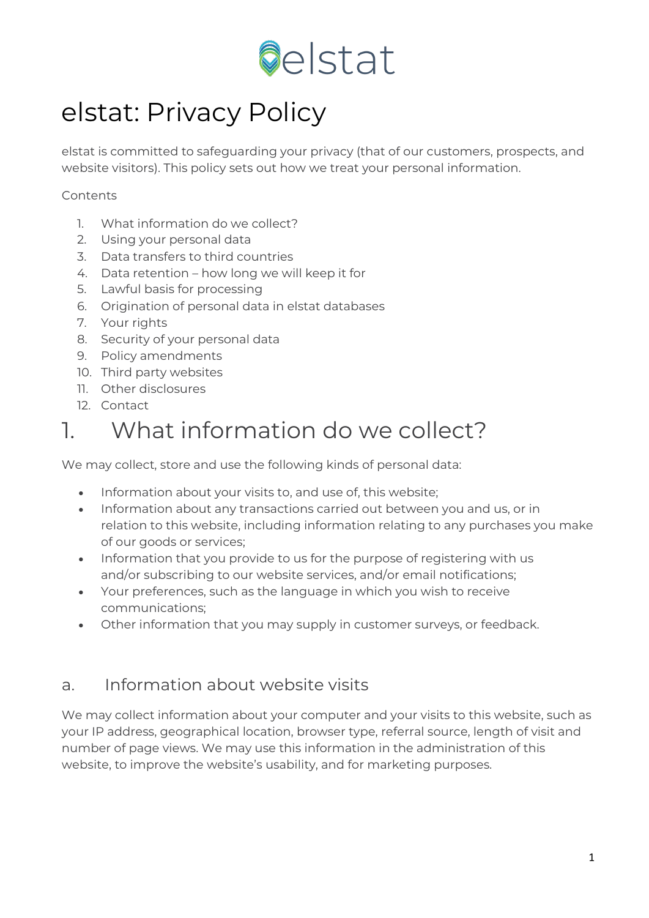# elstat: Privacy Policy

elstat is committed to safeguarding your privacy (that of our customers, prospects, and website visitors). This policy sets out how we treat your personal information.

Contents

1. What information do we collect?
2. Using your personal data
3. Data transfers to third countries
4. Data retention – how long we will keep it for
5. Lawful basis for processing
6. Origination of personal data in elstat databases
7. Your rights
8. Security of your personal data
9. Policy amendments
10. Third party websites
11. Other disclosures
12. Contact

## 1. What information do we collect?

We may collect, store and use the following kinds of personal data:

- Information about your visits to, and use of, this website;
- Information about any transactions carried out between you and us, or in relation to this website, including information relating to any purchases you make of our goods or services;
- Information that you provide to us for the purpose of registering with us and/or subscribing to our website services, and/or email notifications;
- Your preferences, such as the language in which you wish to receive communications;
- Other information that you may supply in customer surveys, or feedback.

### a. Information about website visits

We may collect information about your computer and your visits to this website, such as your IP address, geographical location, browser type, referral source, length of visit and number of page views. We may use this information in the administration of this website, to improve the website's usability, and for marketing purposes.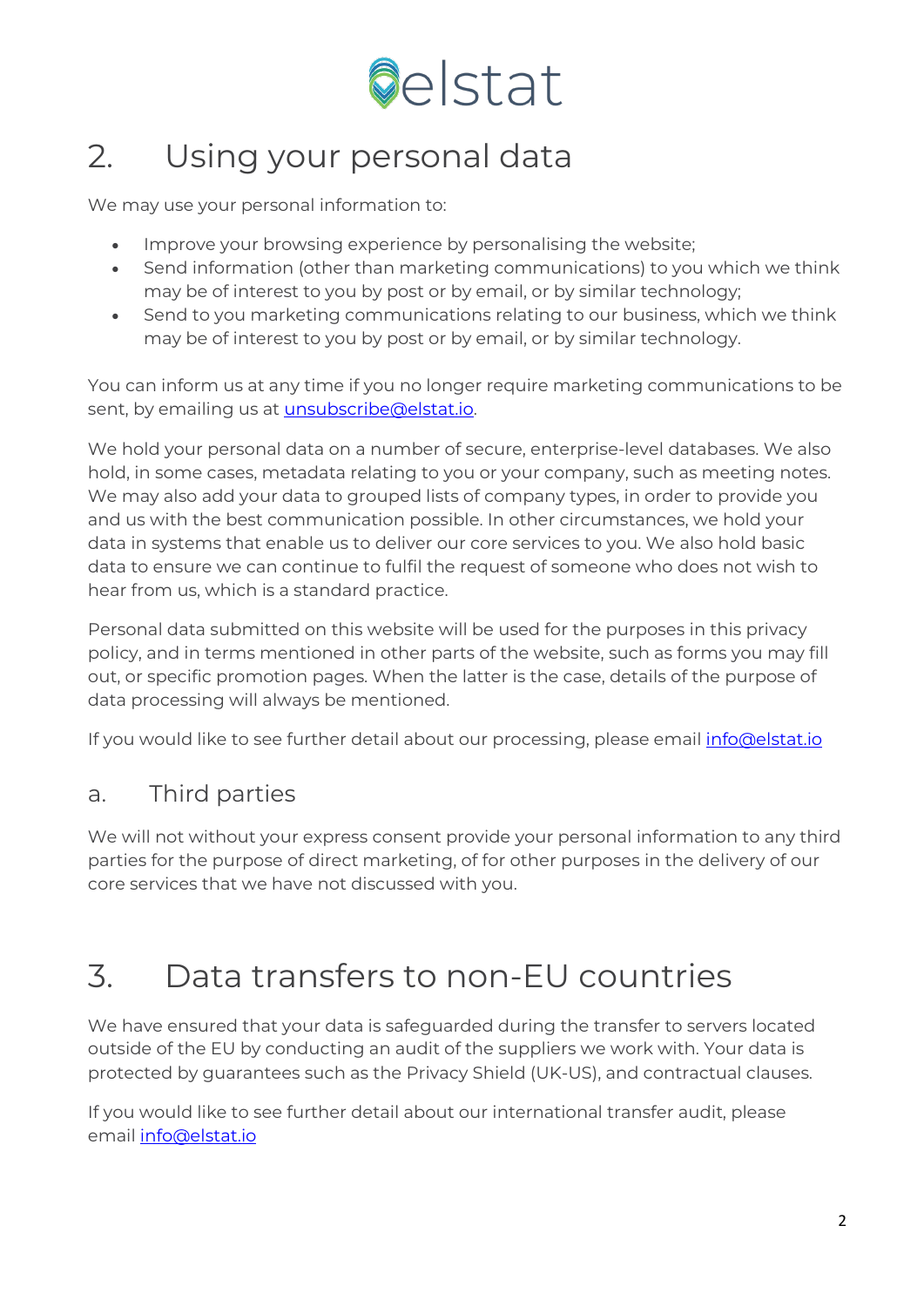# 2. Using your personal data

We may use your personal information to:

- Improve your browsing experience by personalising the website;
- Send information (other than marketing communications) to you which we think may be of interest to you by post or by email, or by similar technology;
- Send to you marketing communications relating to our business, which we think may be of interest to you by post or by email, or by similar technology.

You can inform us at any time if you no longer require marketing communications to be sent, by emailing us at [unsubscribe@elstat.io](mailto:unsubscribe@elstat.io).

We hold your personal data on a number of secure, enterprise-level databases. We also hold, in some cases, metadata relating to you or your company, such as meeting notes. We may also add your data to grouped lists of company types, in order to provide you and us with the best communication possible. In other circumstances, we hold your data in systems that enable us to deliver our core services to you. We also hold basic data to ensure we can continue to fulfil the request of someone who does not wish to hear from us, which is a standard practice.

Personal data submitted on this website will be used for the purposes in this privacy policy, and in terms mentioned in other parts of the website, such as forms you may fill out, or specific promotion pages. When the latter is the case, details of the purpose of data processing will always be mentioned.

If you would like to see further detail about our processing, please email [info@elstat.io](mailto:info@elstat.io)

## a. Third parties

We will not without your express consent provide your personal information to any third parties for the purpose of direct marketing, of for other purposes in the delivery of our core services that we have not discussed with you.

# 3. Data transfers to non-EU countries

We have ensured that your data is safeguarded during the transfer to servers located outside of the EU by conducting an audit of the suppliers we work with. Your data is protected by guarantees such as the Privacy Shield (UK-US), and contractual clauses.

If you would like to see further detail about our international transfer audit, please email [info@elstat.io](mailto:info@elstat.io)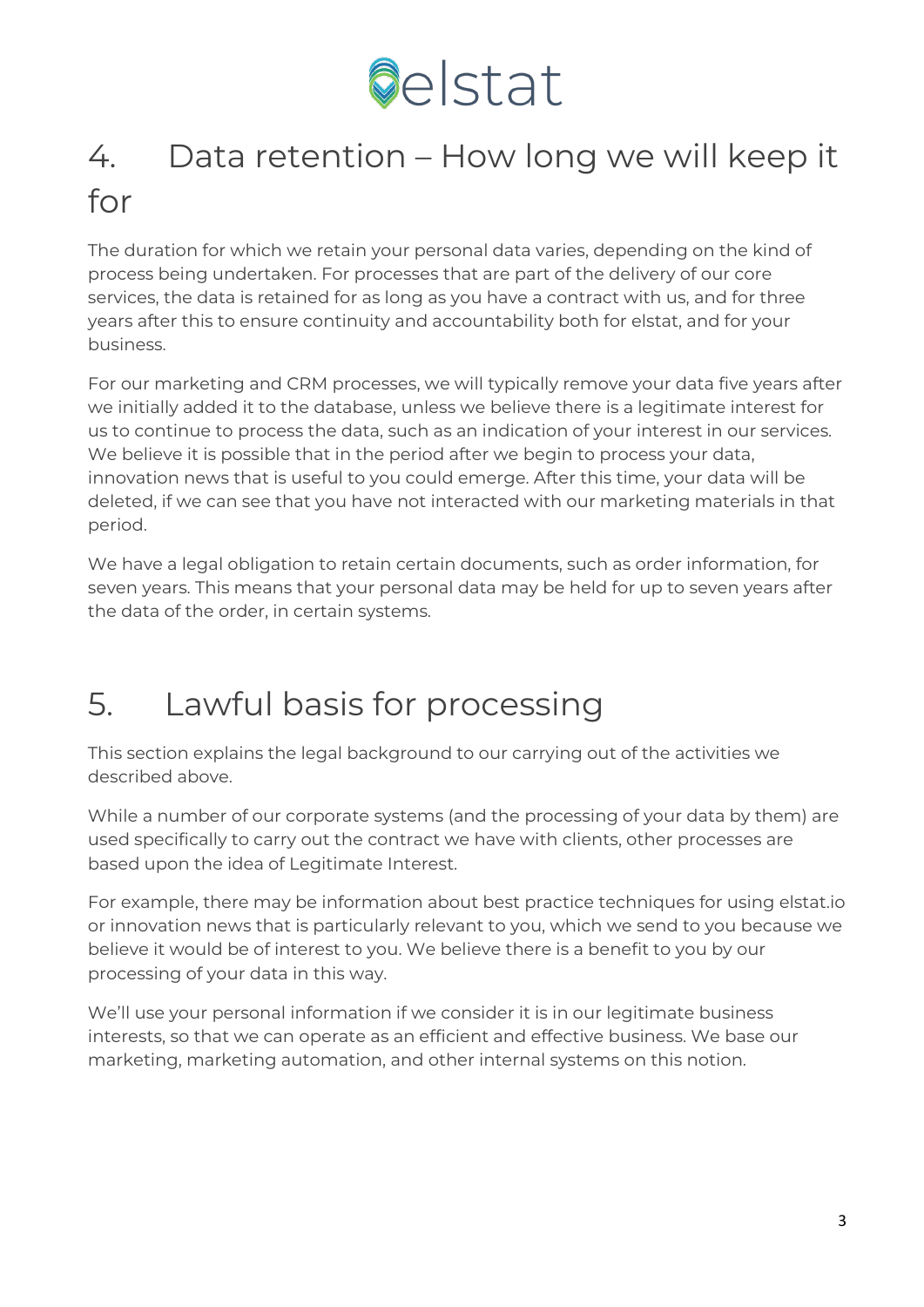# 4. Data retention – How long we will keep it for

The duration for which we retain your personal data varies, depending on the kind of process being undertaken. For processes that are part of the delivery of our core services, the data is retained for as long as you have a contract with us, and for three years after this to ensure continuity and accountability both for elstat, and for your business.

For our marketing and CRM processes, we will typically remove your data five years after we initially added it to the database, unless we believe there is a legitimate interest for us to continue to process the data, such as an indication of your interest in our services. We believe it is possible that in the period after we begin to process your data, innovation news that is useful to you could emerge. After this time, your data will be deleted, if we can see that you have not interacted with our marketing materials in that period.

We have a legal obligation to retain certain documents, such as order information, for seven years. This means that your personal data may be held for up to seven years after the data of the order, in certain systems.

# 5. Lawful basis for processing

This section explains the legal background to our carrying out of the activities we described above.

While a number of our corporate systems (and the processing of your data by them) are used specifically to carry out the contract we have with clients, other processes are based upon the idea of Legitimate Interest.

For example, there may be information about best practice techniques for using elstat.io or innovation news that is particularly relevant to you, which we send to you because we believe it would be of interest to you. We believe there is a benefit to you by our processing of your data in this way.

We'll use your personal information if we consider it is in our legitimate business interests, so that we can operate as an efficient and effective business. We base our marketing, marketing automation, and other internal systems on this notion.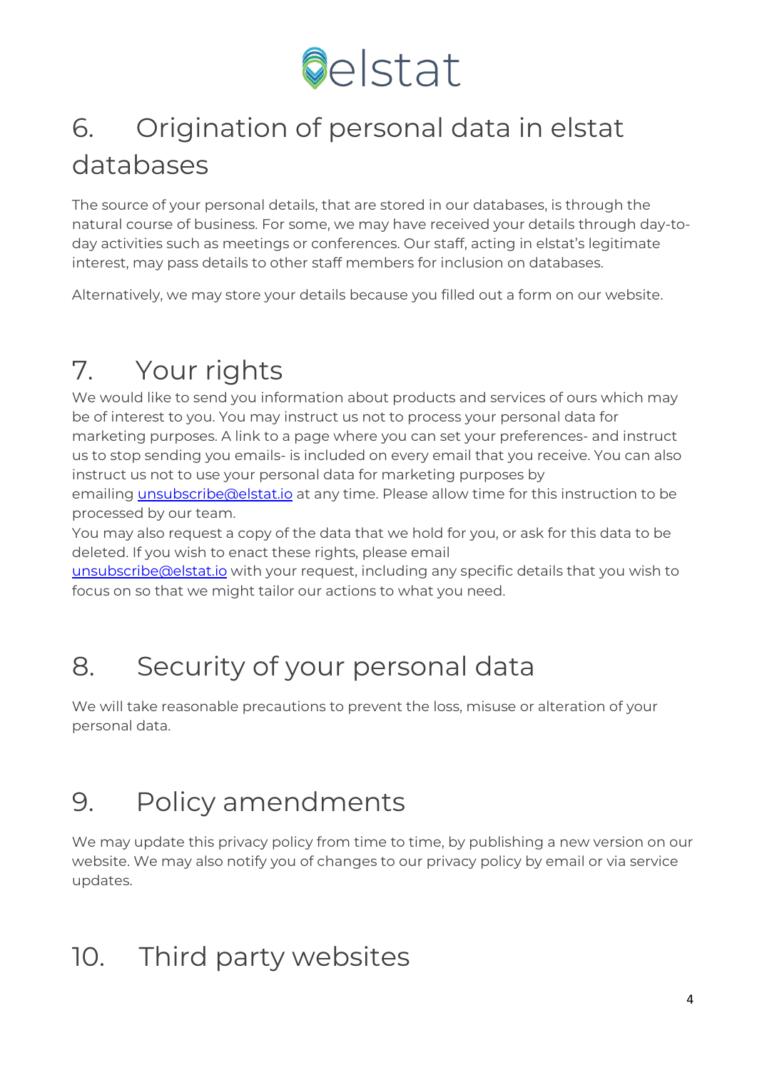## 6. Origination of personal data in elstat databases

The source of your personal details, that are stored in our databases, is through the natural course of business. For some, we may have received your details through day-to-day activities such as meetings or conferences. Our staff, acting in elstat's legitimate interest, may pass details to other staff members for inclusion on databases.

Alternatively, we may store your details because you filled out a form on our website.

## 7. Your rights

We would like to send you information about products and services of ours which may be of interest to you. You may instruct us not to process your personal data for marketing purposes. A link to a page where you can set your preferences- and instruct us to stop sending you emails- is included on every email that you receive. You can also instruct us not to use your personal data for marketing purposes by emailing unsubscribe@elstat.io at any time. Please allow time for this instruction to be processed by our team.

You may also request a copy of the data that we hold for you, or ask for this data to be deleted. If you wish to enact these rights, please email unsubscribe@elstat.io with your request, including any specific details that you wish to focus on so that we might tailor our actions to what you need.

## 8. Security of your personal data

We will take reasonable precautions to prevent the loss, misuse or alteration of your personal data.

## 9. Policy amendments

We may update this privacy policy from time to time, by publishing a new version on our website. We may also notify you of changes to our privacy policy by email or via service updates.

## 10. Third party websites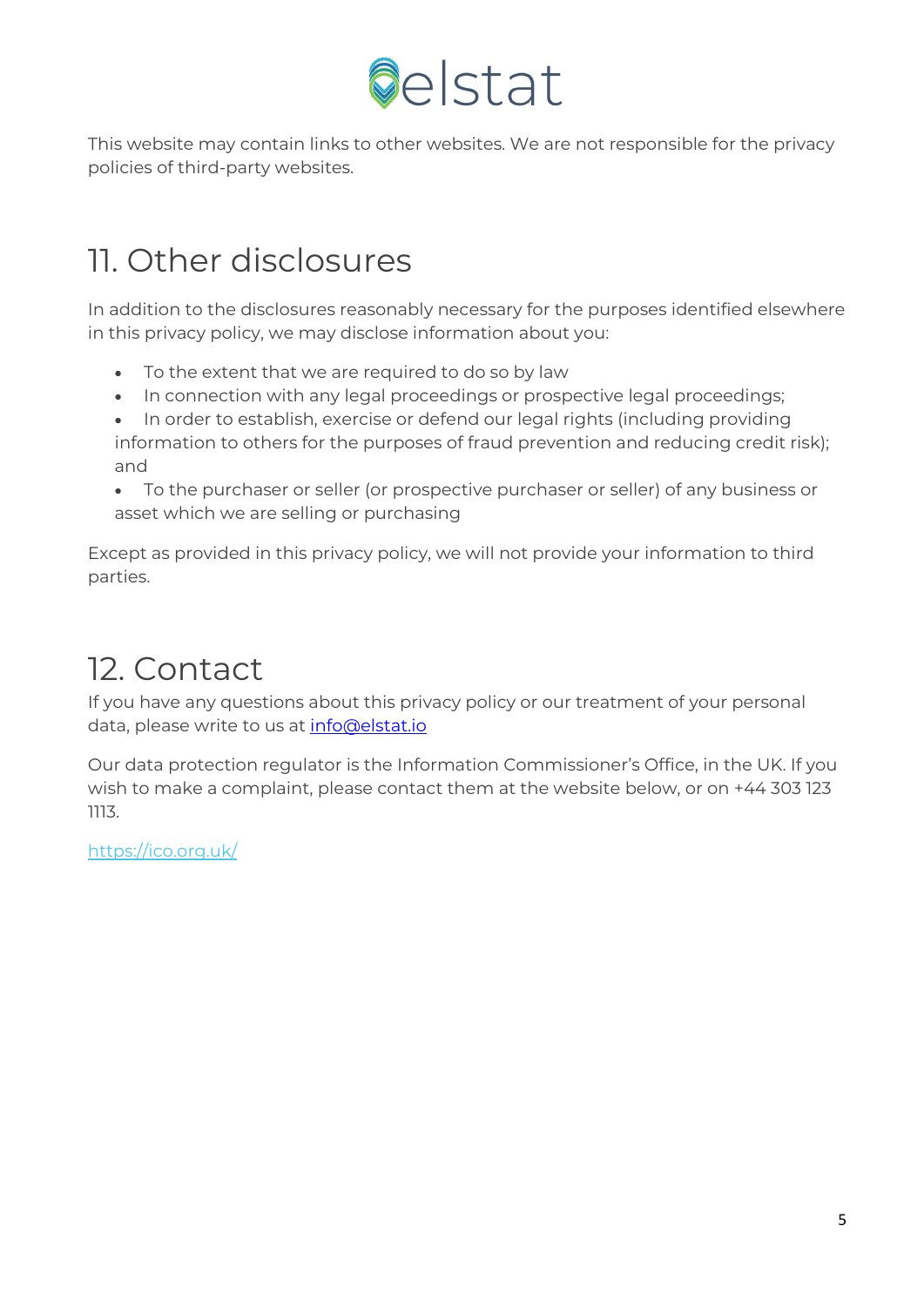This website may contain links to other websites. We are not responsible for the privacy policies of third-party websites.

# 11. Other disclosures

In addition to the disclosures reasonably necessary for the purposes identified elsewhere in this privacy policy, we may disclose information about you:

- To the extent that we are required to do so by law
- In connection with any legal proceedings or prospective legal proceedings;
- In order to establish, exercise or defend our legal rights (including providing information to others for the purposes of fraud prevention and reducing credit risk); and
- To the purchaser or seller (or prospective purchaser or seller) of any business or asset which we are selling or purchasing

Except as provided in this privacy policy, we will not provide your information to third parties.

# 12. Contact

If you have any questions about this privacy policy or our treatment of your personal data, please write to us at info@elstat.io

Our data protection regulator is the Information Commissioner's Office, in the UK. If you wish to make a complaint, please contact them at the website below, or on +44 303 123 1113.

https://ico.org.uk/